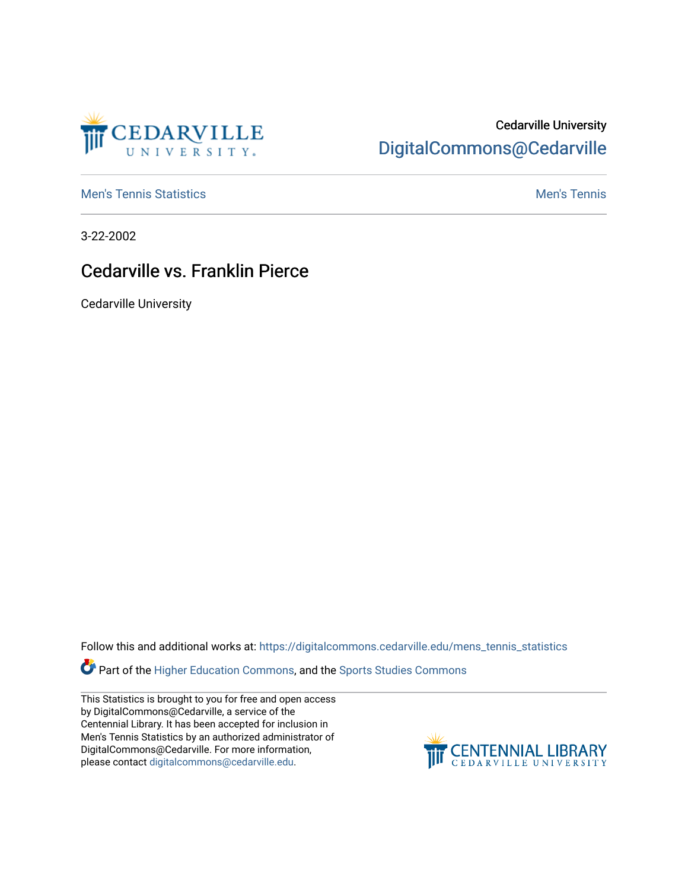Cedarville University

DigitalCommons@Cedarville

Men's Tennis Statistics | Men's Tennis

3-22-2002

# Cedarville vs. Franklin Pierce

Cedarville University

Follow this and additional works at: https://digitalcommons.cedarville.edu/mens_tennis_statistics

Part of the Higher Education Commons, and the Sports Studies Commons

This Statistics is brought to you for free and open access by DigitalCommons@Cedarville, a service of the Centennial Library. It has been accepted for inclusion in Men's Tennis Statistics by an authorized administrator of DigitalCommons@Cedarville. For more information, please contact digitalcommons@cedarville.edu.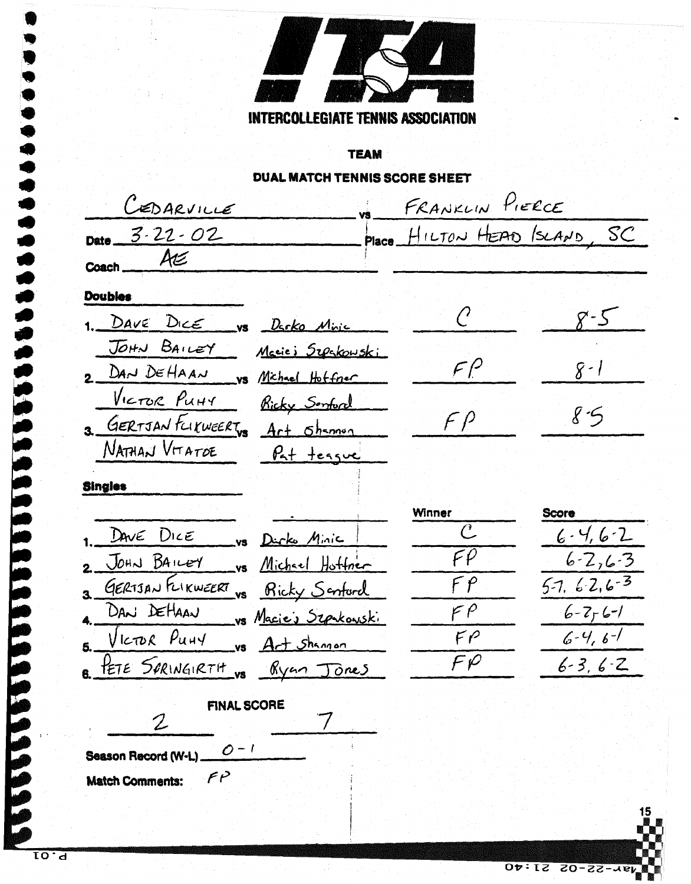# ITA

## INTERCOLLEGIATE TENNIS ASSOCIATION

### TEAM

### DUAL MATCH TENNIS SCORE SHEET

CEDARVILLE vs FRANKLIN PIERCE

Date 3-22-02 Place HILTON HEAD ISLAND, SC

Coach AE

**Doubles**

| | | | | |
|---|---|---|---|---|
| 1. | DAVE DICE / JOHN BAILEY | vs Darko Minic / Maciej Szpakowski | C | 8-5 |
| 2. | DAN DEHAAN / VICTOR PUHY | vs Michael Hoffner / Ricky Sanford | FP | 8-1 |
| 3. | GERTJAN FLIKWEERT / NATHAN VITATOE | vs Art Shannon / Pat teague | FP | 8-5 |

**Singles**

| | | | Winner | Score |
|---|---|---|---|---|
| 1. | DAVE DICE | vs Darko Minic | C | 6-4, 6-2 |
| 2. | JOHN BAILEY | vs Michael Hoffner | FP | 6-2, 6-3 |
| 3. | GERTJAN FLIKWEERT | vs Ricky Sanford | FP | 5-7, 6-2, 6-3 |
| 4. | DAN DEHAAN | vs Maciej Szpakowski | FP | 6-2, 6-1 |
| 5. | VICTOR PUHY | vs Art Shannon | FP | 6-4, 6-1 |
| 6. | PETE SPRINGIRTH | vs Ryan Jones | FP | 6-3, 6-2 |

**FINAL SCORE**

2 7

Season Record (W-L) 0-1

Match Comments: FP